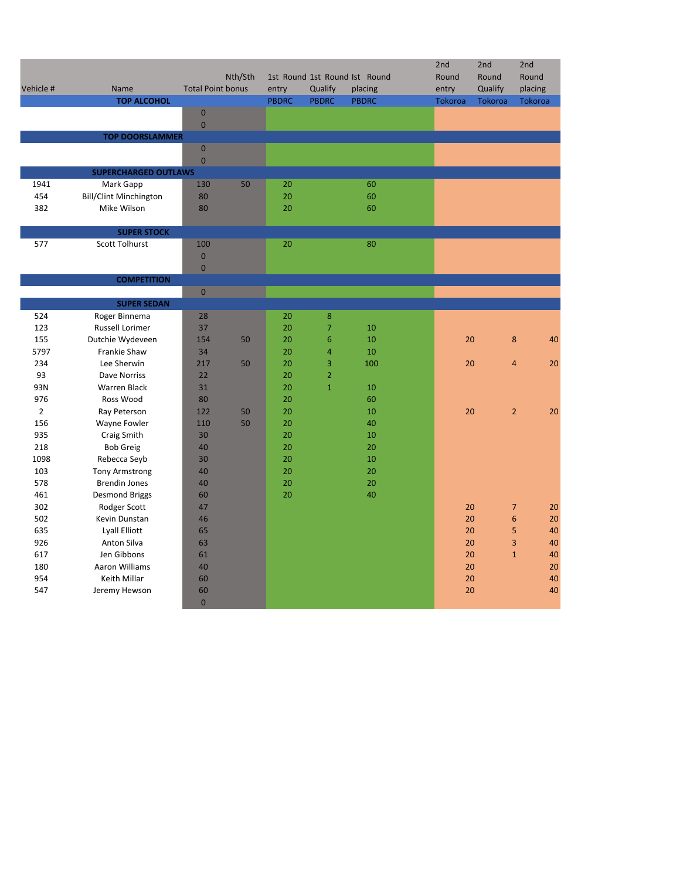| Vehicle # | Name | Total Point | Nth/Sth bonus | 1st Round entry | 1st Round Qualify | Ist Round placing | 2nd Round entry | 2nd Round Qualify | 2nd Round placing |
|---|---|---|---|---|---|---|---|---|---|
| | **TOP ALCOHOL** | | | PBDRC | PBDRC | PBDRC | Tokoroa | Tokoroa | Tokoroa |
| | | 0 | | | | | | | |
| | | 0 | | | | | | | |
| | **TOP DOORSLAMMER** | | | | | | | | |
| | | 0 | | | | | | | |
| | | 0 | | | | | | | |
| | **SUPERCHARGED OUTLAWS** | | | | | | | | |
| 1941 | Mark Gapp | 130 | 50 | 20 | | 60 | | | |
| 454 | Bill/Clint Minchington | 80 | | 20 | | 60 | | | |
| 382 | Mike Wilson | 80 | | 20 | | 60 | | | |
| | **SUPER STOCK** | | | | | | | | |
| 577 | Scott Tolhurst | 100 | | 20 | | 80 | | | |
| | | 0 | | | | | | | |
| | | 0 | | | | | | | |
| | **COMPETITION** | | | | | | | | |
| | | 0 | | | | | | | |
| | **SUPER SEDAN** | | | | | | | | |
| 524 | Roger Binnema | 28 | | 20 | 8 | | | | |
| 123 | Russell Lorimer | 37 | | 20 | 7 | 10 | | | |
| 155 | Dutchie Wydeveen | 154 | 50 | 20 | 6 | 10 | 20 | 8 | 40 |
| 5797 | Frankie Shaw | 34 | | 20 | 4 | 10 | | | |
| 234 | Lee Sherwin | 217 | 50 | 20 | 3 | 100 | 20 | 4 | 20 |
| 93 | Dave Norris | 22 | | 20 | 2 | | | | |
| 93N | Warren Black | 31 | | 20 | 1 | 10 | | | |
| 976 | Ross Wood | 80 | | 20 | | 60 | | | |
| 2 | Ray Peterson | 122 | 50 | 20 | | 10 | 20 | 2 | 20 |
| 156 | Wayne Fowler | 110 | 50 | 20 | | 40 | | | |
| 935 | Craig Smith | 30 | | 20 | | 10 | | | |
| 218 | Bob Greig | 40 | | 20 | | 20 | | | |
| 1098 | Rebecca Seyb | 30 | | 20 | | 10 | | | |
| 103 | Tony Armstrong | 40 | | 20 | | 20 | | | |
| 578 | Brendin Jones | 40 | | 20 | | 20 | | | |
| 461 | Desmond Briggs | 60 | | 20 | | 40 | | | |
| 302 | Rodger Scott | 47 | | | | | 20 | 7 | 20 |
| 502 | Kevin Dunstan | 46 | | | | | 20 | 6 | 20 |
| 635 | Lyall Elliott | 65 | | | | | 20 | 5 | 40 |
| 926 | Anton Silva | 63 | | | | | 20 | 3 | 40 |
| 617 | Jen Gibbons | 61 | | | | | 20 | 1 | 40 |
| 180 | Aaron Williams | 40 | | | | | 20 | | 20 |
| 954 | Keith Millar | 60 | | | | | 20 | | 40 |
| 547 | Jeremy Hewson | 60 | | | | | 20 | | 40 |
| | | 0 | | | | | | | |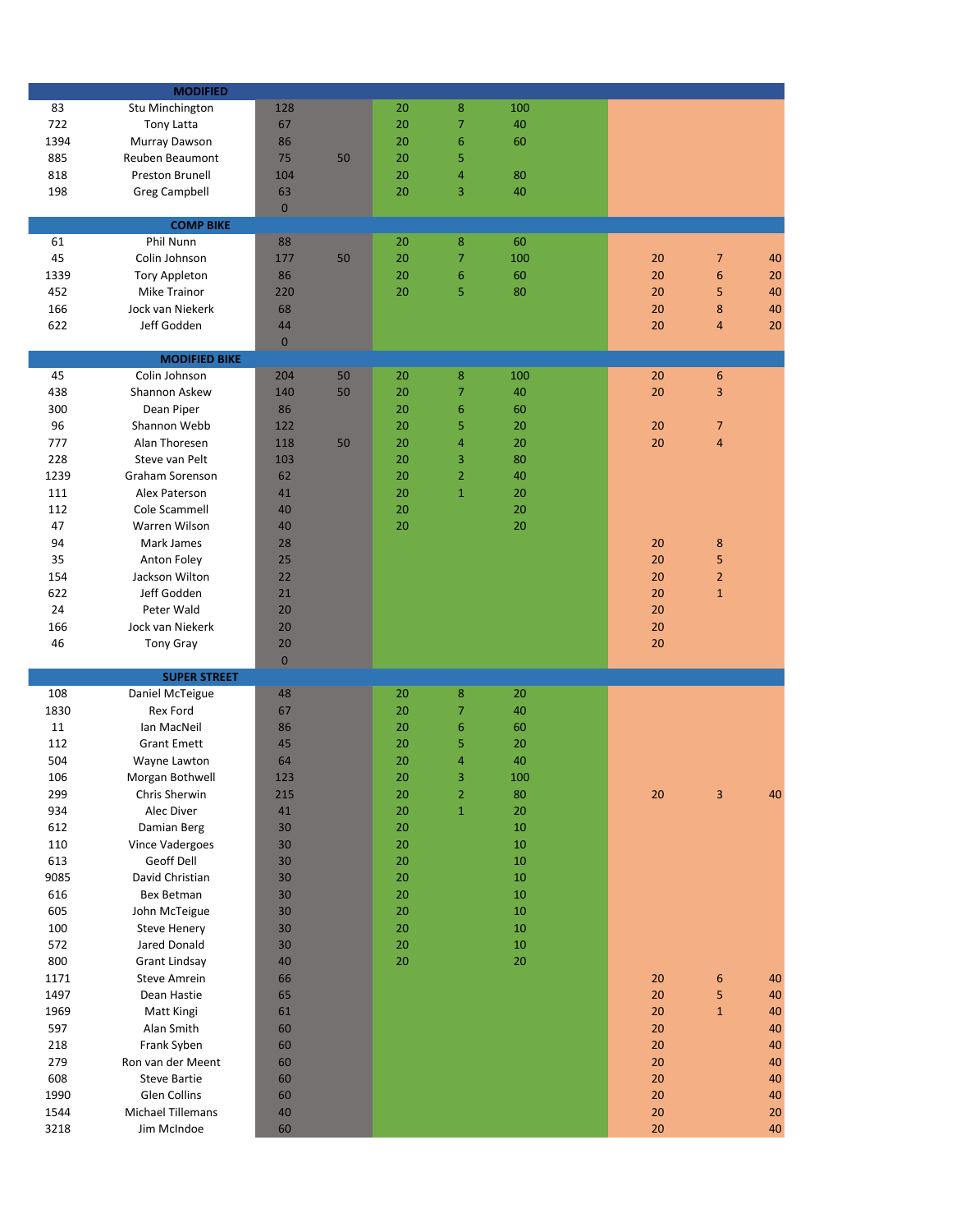| | | | | | | | | | | |
|---|---|---|---|---|---|---|---|---|---|---|
| | **MODIFIED** | | | | | | | | | |
| 83 | Stu Minchington | 128 | | 20 | 8 | 100 | | | | |
| 722 | Tony Latta | 67 | | 20 | 7 | 40 | | | | |
| 1394 | Murray Dawson | 86 | | 20 | 6 | 60 | | | | |
| 885 | Reuben Beaumont | 75 | 50 | 20 | 5 | | | | | |
| 818 | Preston Brunell | 104 | | 20 | 4 | 80 | | | | |
| 198 | Greg Campbell | 63 | | 20 | 3 | 40 | | | | |
| | | 0 | | | | | | | | |
| | **COMP BIKE** | | | | | | | | | |
| 61 | Phil Nunn | 88 | | 20 | 8 | 60 | | | | |
| 45 | Colin Johnson | 177 | 50 | 20 | 7 | 100 | | 20 | 7 | 40 |
| 1339 | Tory Appleton | 86 | | 20 | 6 | 60 | | 20 | 6 | 20 |
| 452 | Mike Trainor | 220 | | 20 | 5 | 80 | | 20 | 5 | 40 |
| 166 | Jock van Niekerk | 68 | | | | | | 20 | 8 | 40 |
| 622 | Jeff Godden | 44 | | | | | | 20 | 4 | 20 |
| | | 0 | | | | | | | | |
| | **MODIFIED BIKE** | | | | | | | | | |
| 45 | Colin Johnson | 204 | 50 | 20 | 8 | 100 | | 20 | 6 | |
| 438 | Shannon Askew | 140 | 50 | 20 | 7 | 40 | | 20 | 3 | |
| 300 | Dean Piper | 86 | | 20 | 6 | 60 | | | | |
| 96 | Shannon Webb | 122 | | 20 | 5 | 20 | | 20 | 7 | |
| 777 | Alan Thoresen | 118 | 50 | 20 | 4 | 20 | | 20 | 4 | |
| 228 | Steve van Pelt | 103 | | 20 | 3 | 80 | | | | |
| 1239 | Graham Sorenson | 62 | | 20 | 2 | 40 | | | | |
| 111 | Alex Paterson | 41 | | 20 | 1 | 20 | | | | |
| 112 | Cole Scammell | 40 | | 20 | | 20 | | | | |
| 47 | Warren Wilson | 40 | | 20 | | 20 | | | | |
| 94 | Mark James | 28 | | | | | | 20 | 8 | |
| 35 | Anton Foley | 25 | | | | | | 20 | 5 | |
| 154 | Jackson Wilton | 22 | | | | | | 20 | 2 | |
| 622 | Jeff Godden | 21 | | | | | | 20 | 1 | |
| 24 | Peter Wald | 20 | | | | | | 20 | | |
| 166 | Jock van Niekerk | 20 | | | | | | 20 | | |
| 46 | Tony Gray | 20 | | | | | | 20 | | |
| | | 0 | | | | | | | | |
| | **SUPER STREET** | | | | | | | | | |
| 108 | Daniel McTeigue | 48 | | 20 | 8 | 20 | | | | |
| 1830 | Rex Ford | 67 | | 20 | 7 | 40 | | | | |
| 11 | Ian MacNeil | 86 | | 20 | 6 | 60 | | | | |
| 112 | Grant Emett | 45 | | 20 | 5 | 20 | | | | |
| 504 | Wayne Lawton | 64 | | 20 | 4 | 40 | | | | |
| 106 | Morgan Bothwell | 123 | | 20 | 3 | 100 | | | | |
| 299 | Chris Sherwin | 215 | | 20 | 2 | 80 | | 20 | 3 | 40 |
| 934 | Alec Diver | 41 | | 20 | 1 | 20 | | | | |
| 612 | Damian Berg | 30 | | 20 | | 10 | | | | |
| 110 | Vince Vadergoes | 30 | | 20 | | 10 | | | | |
| 613 | Geoff Dell | 30 | | 20 | | 10 | | | | |
| 9085 | David Christian | 30 | | 20 | | 10 | | | | |
| 616 | Bex Betman | 30 | | 20 | | 10 | | | | |
| 605 | John McTeigue | 30 | | 20 | | 10 | | | | |
| 100 | Steve Henery | 30 | | 20 | | 10 | | | | |
| 572 | Jared Donald | 30 | | 20 | | 10 | | | | |
| 800 | Grant Lindsay | 40 | | 20 | | 20 | | | | |
| 1171 | Steve Amrein | 66 | | | | | | 20 | 6 | 40 |
| 1497 | Dean Hastie | 65 | | | | | | 20 | 5 | 40 |
| 1969 | Matt Kingi | 61 | | | | | | 20 | 1 | 40 |
| 597 | Alan Smith | 60 | | | | | | 20 | | 40 |
| 218 | Frank Syben | 60 | | | | | | 20 | | 40 |
| 279 | Ron van der Meent | 60 | | | | | | 20 | | 40 |
| 608 | Steve Bartie | 60 | | | | | | 20 | | 40 |
| 1990 | Glen Collins | 60 | | | | | | 20 | | 40 |
| 1544 | Michael Tillemans | 40 | | | | | | 20 | | 20 |
| 3218 | Jim McIndoe | 60 | | | | | | 20 | | 40 |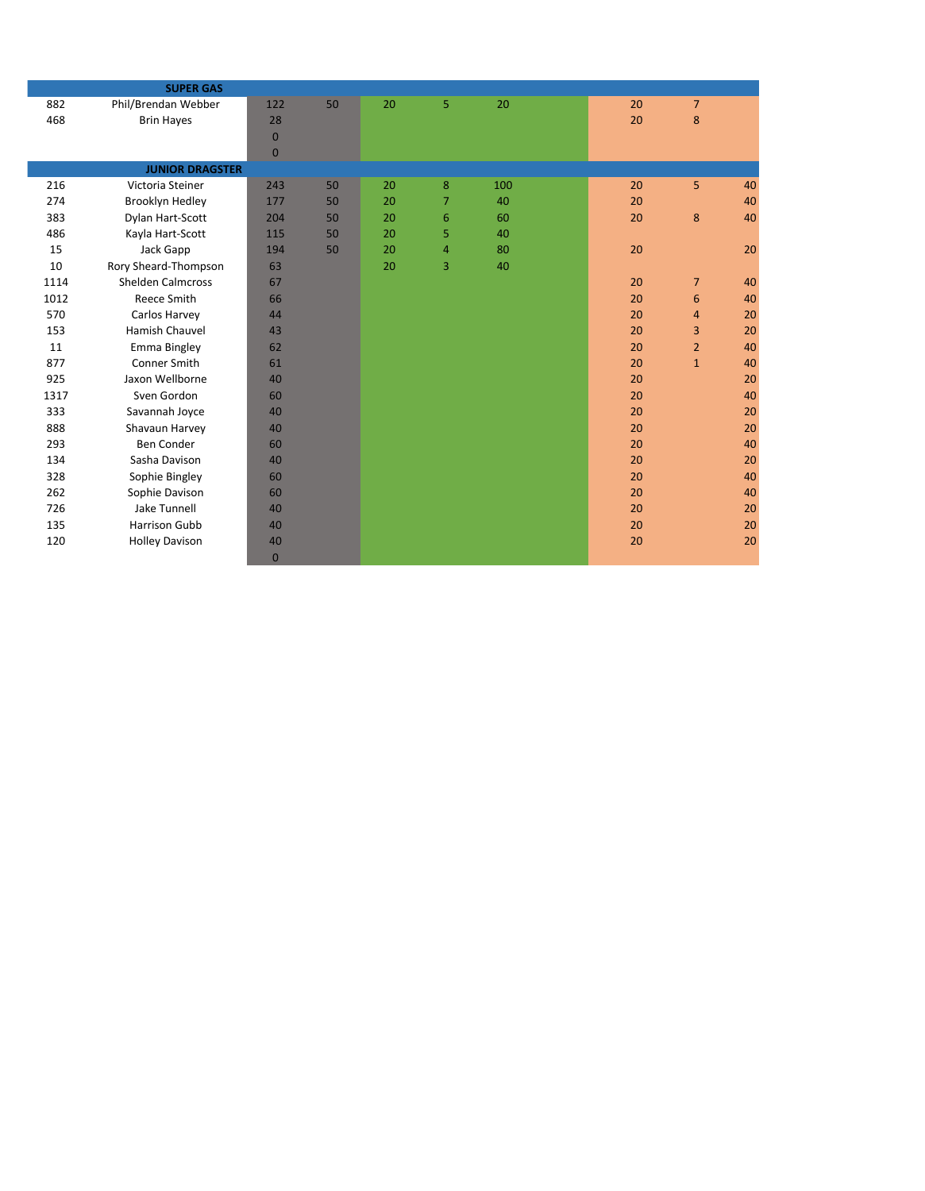| | | | | | | | | | |
|---|---|---|---|---|---|---|---|---|---|
| | **SUPER GAS** | | | | | | | | |
| 882 | Phil/Brendan Webber | 122 | 50 | 20 | 5 | 20 | 20 | 7 | |
| 468 | Brin Hayes | 28 | | | | | 20 | 8 | |
| | | 0 | | | | | | | |
| | | 0 | | | | | | | |
| | **JUNIOR DRAGSTER** | | | | | | | | |
| 216 | Victoria Steiner | 243 | 50 | 20 | 8 | 100 | 20 | 5 | 40 |
| 274 | Brooklyn Hedley | 177 | 50 | 20 | 7 | 40 | 20 | | 40 |
| 383 | Dylan Hart-Scott | 204 | 50 | 20 | 6 | 60 | 20 | 8 | 40 |
| 486 | Kayla Hart-Scott | 115 | 50 | 20 | 5 | 40 | | | |
| 15 | Jack Gapp | 194 | 50 | 20 | 4 | 80 | 20 | | 20 |
| 10 | Rory Sheard-Thompson | 63 | | 20 | 3 | 40 | | | |
| 1114 | Shelden Calmcross | 67 | | | | | 20 | 7 | 40 |
| 1012 | Reece Smith | 66 | | | | | 20 | 6 | 40 |
| 570 | Carlos Harvey | 44 | | | | | 20 | 4 | 20 |
| 153 | Hamish Chauvel | 43 | | | | | 20 | 3 | 20 |
| 11 | Emma Bingley | 62 | | | | | 20 | 2 | 40 |
| 877 | Conner Smith | 61 | | | | | 20 | 1 | 40 |
| 925 | Jaxon Wellborne | 40 | | | | | 20 | | 20 |
| 1317 | Sven Gordon | 60 | | | | | 20 | | 40 |
| 333 | Savannah Joyce | 40 | | | | | 20 | | 20 |
| 888 | Shavaun Harvey | 40 | | | | | 20 | | 20 |
| 293 | Ben Conder | 60 | | | | | 20 | | 40 |
| 134 | Sasha Davison | 40 | | | | | 20 | | 20 |
| 328 | Sophie Bingley | 60 | | | | | 20 | | 40 |
| 262 | Sophie Davison | 60 | | | | | 20 | | 40 |
| 726 | Jake Tunnell | 40 | | | | | 20 | | 20 |
| 135 | Harrison Gubb | 40 | | | | | 20 | | 20 |
| 120 | Holley Davison | 40 | | | | | 20 | | 20 |
| | | 0 | | | | | | | |